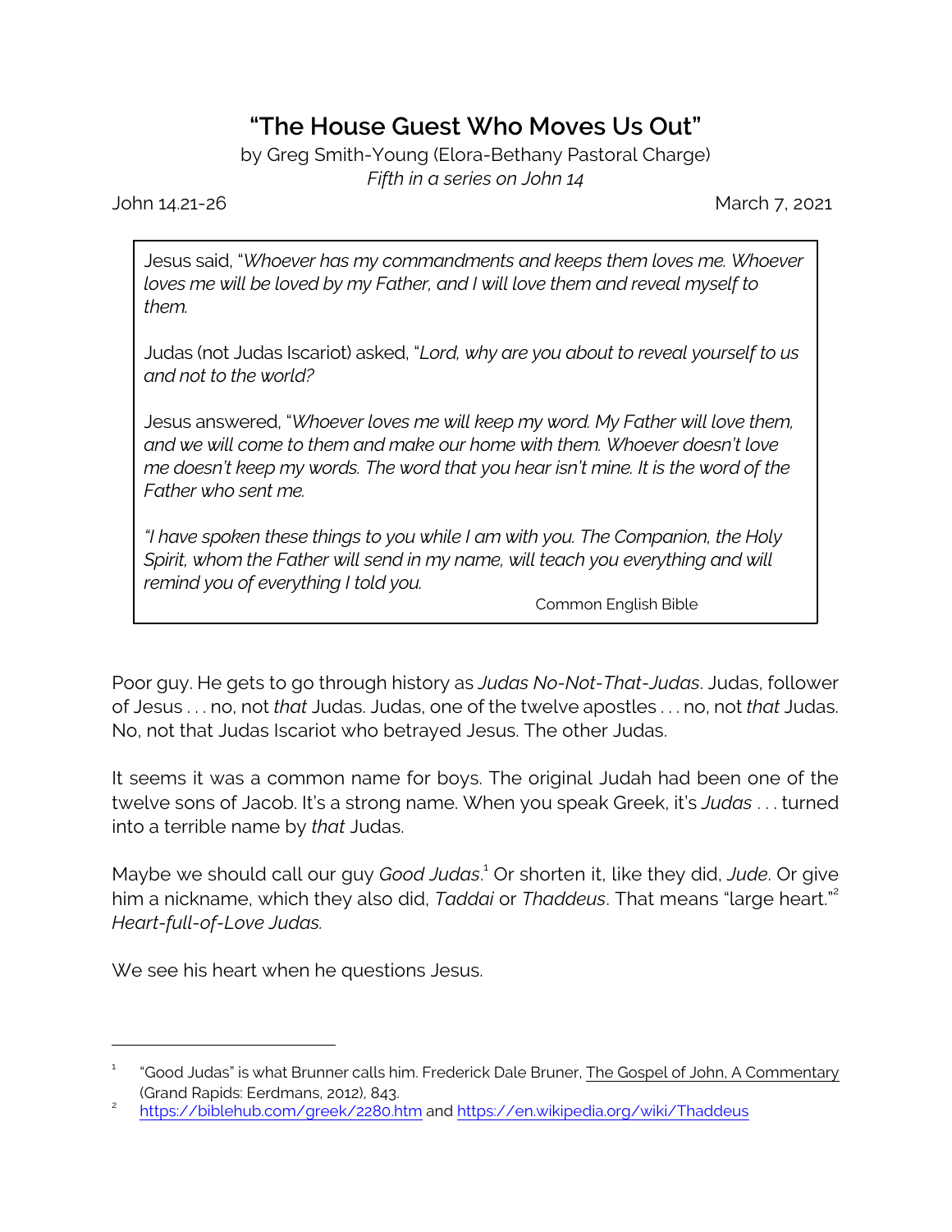# "The House Guest Who Moves Us Out"

by Greg Smith-Young (Elora-Bethany Pastoral Charge)
*Fifth in a series on John 14*

John 14.21-26 March 7, 2021

> Jesus said, "*Whoever has my commandments and keeps them loves me. Whoever loves me will be loved by my Father, and I will love them and reveal myself to them.*
>
> Judas (not Judas Iscariot) asked, "*Lord, why are you about to reveal yourself to us and not to the world?*
>
> Jesus answered, "*Whoever loves me will keep my word. My Father will love them, and we will come to them and make our home with them. Whoever doesn't love me doesn't keep my words. The word that you hear isn't mine. It is the word of the Father who sent me.*
>
> *"I have spoken these things to you while I am with you. The Companion, the Holy Spirit, whom the Father will send in my name, will teach you everything and will remind you of everything I told you.*
>
> Common English Bible

Poor guy. He gets to go through history as *Judas No-Not-That-Judas*. Judas, follower of Jesus . . . no, not *that* Judas. Judas, one of the twelve apostles . . . no, not *that* Judas. No, not that Judas Iscariot who betrayed Jesus. The other Judas.

It seems it was a common name for boys. The original Judah had been one of the twelve sons of Jacob. It's a strong name. When you speak Greek, it's *Judas* . . . turned into a terrible name by *that* Judas.

Maybe we should call our guy *Good Judas*.[1] Or shorten it, like they did, *Jude*. Or give him a nickname, which they also did, *Taddai* or *Thaddeus*. That means "large heart."[2] *Heart-full-of-Love Judas.*

We see his heart when he questions Jesus.

---

[1] "Good Judas" is what Brunner calls him. Frederick Dale Bruner, The Gospel of John, A Commentary (Grand Rapids: Eerdmans, 2012), 843.

[2] https://biblehub.com/greek/2280.htm and https://en.wikipedia.org/wiki/Thaddeus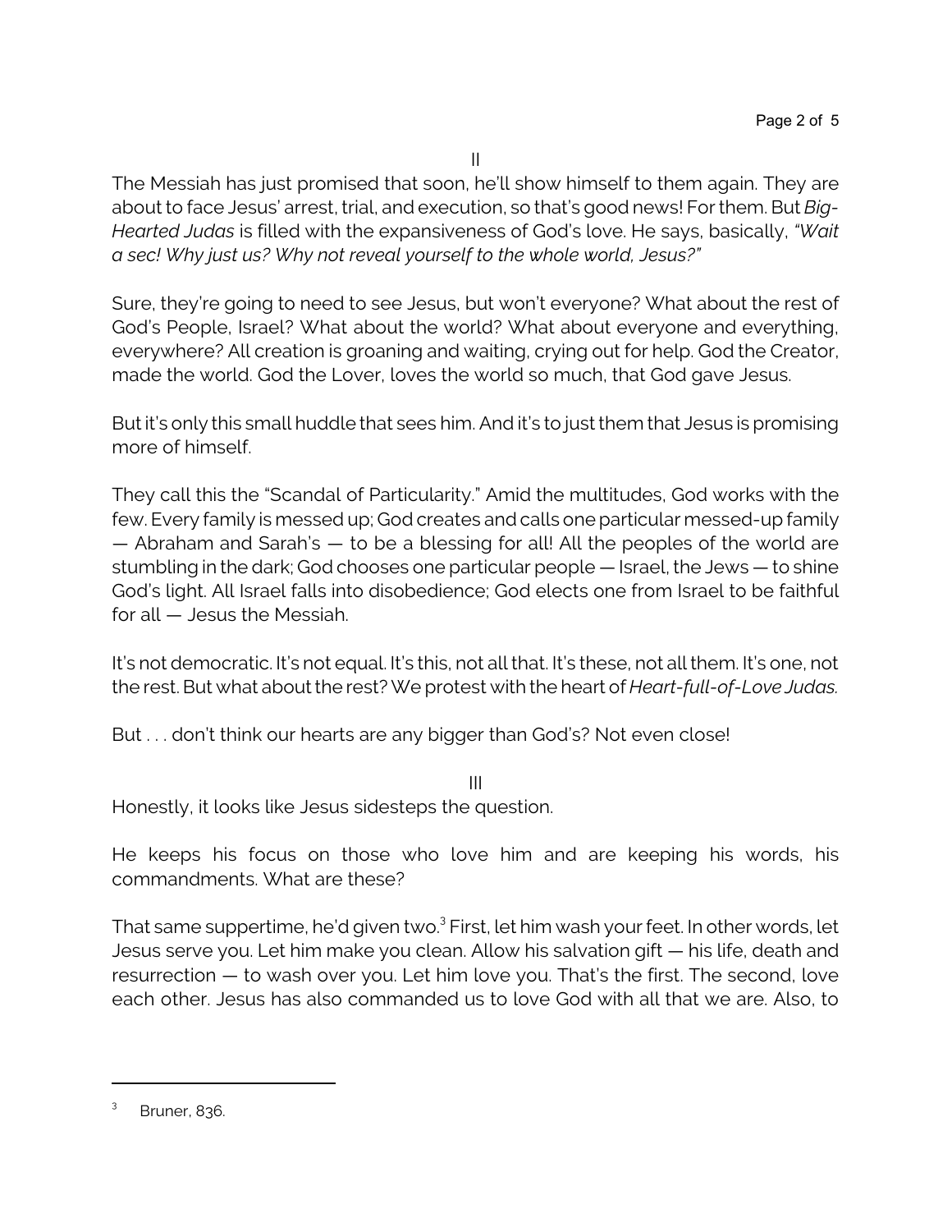II

The Messiah has just promised that soon, he'll show himself to them again. They are about to face Jesus' arrest, trial, and execution, so that's good news! For them. But *Big-Hearted Judas* is filled with the expansiveness of God's love. He says, basically, *"Wait a sec! Why just us? Why not reveal yourself to the whole world, Jesus?"*

Sure, they're going to need to see Jesus, but won't everyone? What about the rest of God's People, Israel? What about the world? What about everyone and everything, everywhere? All creation is groaning and waiting, crying out for help. God the Creator, made the world. God the Lover, loves the world so much, that God gave Jesus.

But it's only this small huddle that sees him. And it's to just them that Jesus is promising more of himself.

They call this the "Scandal of Particularity." Amid the multitudes, God works with the few. Every family is messed up; God creates and calls one particular messed-up family — Abraham and Sarah's — to be a blessing for all! All the peoples of the world are stumbling in the dark; God chooses one particular people — Israel, the Jews — to shine God's light. All Israel falls into disobedience; God elects one from Israel to be faithful for all — Jesus the Messiah.

It's not democratic. It's not equal. It's this, not all that. It's these, not all them. It's one, not the rest. But what about the rest? We protest with the heart of *Heart-full-of-Love Judas.*

But . . . don't think our hearts are any bigger than God's? Not even close!

III

Honestly, it looks like Jesus sidesteps the question.

He keeps his focus on those who love him and are keeping his words, his commandments. What are these?

That same suppertime, he'd given two.[3] First, let him wash your feet. In other words, let Jesus serve you. Let him make you clean. Allow his salvation gift — his life, death and resurrection — to wash over you. Let him love you. That's the first. The second, love each other. Jesus has also commanded us to love God with all that we are. Also, to

[3] Bruner, 836.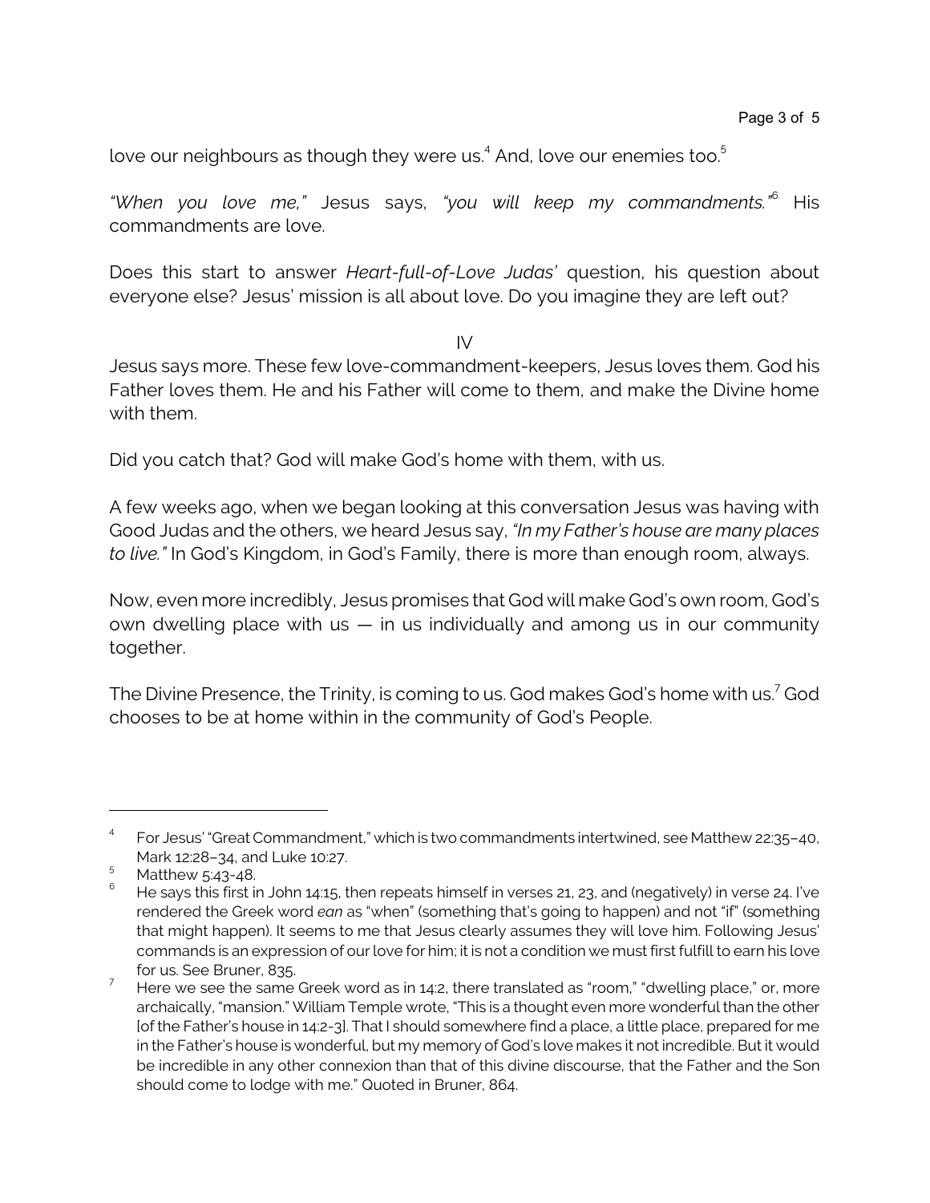love our neighbours as though they were us.[4] And, love our enemies too.[5]

*"When you love me,"* Jesus says, *"you will keep my commandments."*[6] His commandments are love.

Does this start to answer *Heart-full-of-Love Judas'* question, his question about everyone else? Jesus' mission is all about love. Do you imagine they are left out?

IV

Jesus says more. These few love-commandment-keepers, Jesus loves them. God his Father loves them. He and his Father will come to them, and make the Divine home with them.

Did you catch that? God will make God's home with them, with us.

A few weeks ago, when we began looking at this conversation Jesus was having with Good Judas and the others, we heard Jesus say, *"In my Father's house are many places to live."* In God's Kingdom, in God's Family, there is more than enough room, always.

Now, even more incredibly, Jesus promises that God will make God's own room, God's own dwelling place with us — in us individually and among us in our community together.

The Divine Presence, the Trinity, is coming to us. God makes God's home with us.[7] God chooses to be at home within in the community of God's People.

---

[4] For Jesus' "Great Commandment," which is two commandments intertwined, see Matthew 22:35–40, Mark 12:28–34, and Luke 10:27.

[5] Matthew 5:43-48.

[6] He says this first in John 14:15, then repeats himself in verses 21, 23, and (negatively) in verse 24. I've rendered the Greek word *ean* as "when" (something that's going to happen) and not "if" (something that might happen). It seems to me that Jesus clearly assumes they will love him. Following Jesus' commands is an expression of our love for him; it is not a condition we must first fulfill to earn his love for us. See Bruner, 835.

[7] Here we see the same Greek word as in 14:2, there translated as "room," "dwelling place," or, more archaically, "mansion." William Temple wrote, "This is a thought even more wonderful than the other [of the Father's house in 14:2-3]. That I should somewhere find a place, a little place, prepared for me in the Father's house is wonderful, but my memory of God's love makes it not incredible. But it would be incredible in any other connexion than that of this divine discourse, that the Father and the Son should come to lodge with me." Quoted in Bruner, 864.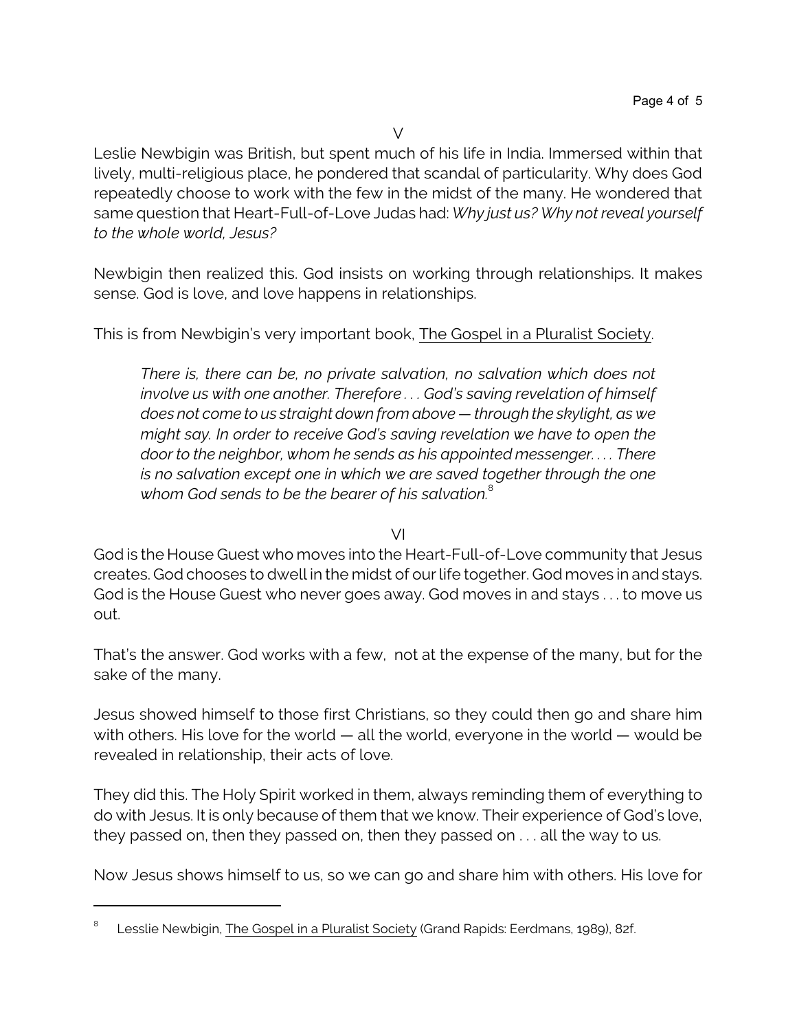V

Leslie Newbigin was British, but spent much of his life in India. Immersed within that lively, multi-religious place, he pondered that scandal of particularity. Why does God repeatedly choose to work with the few in the midst of the many. He wondered that same question that Heart-Full-of-Love Judas had: *Why just us? Why not reveal yourself to the whole world, Jesus?*

Newbigin then realized this. God insists on working through relationships. It makes sense. God is love, and love happens in relationships.

This is from Newbigin's very important book, The Gospel in a Pluralist Society.

> *There is, there can be, no private salvation, no salvation which does not involve us with one another. Therefore . . . God's saving revelation of himself does not come to us straight down from above — through the skylight, as we might say. In order to receive God's saving revelation we have to open the door to the neighbor, whom he sends as his appointed messenger. . . . There is no salvation except one in which we are saved together through the one whom God sends to be the bearer of his salvation.*[8]

VI

God is the House Guest who moves into the Heart-Full-of-Love community that Jesus creates. God chooses to dwell in the midst of our life together. God moves in and stays. God is the House Guest who never goes away. God moves in and stays . . . to move us out.

That's the answer. God works with a few, not at the expense of the many, but for the sake of the many.

Jesus showed himself to those first Christians, so they could then go and share him with others. His love for the world — all the world, everyone in the world — would be revealed in relationship, their acts of love.

They did this. The Holy Spirit worked in them, always reminding them of everything to do with Jesus. It is only because of them that we know. Their experience of God's love, they passed on, then they passed on, then they passed on . . . all the way to us.

Now Jesus shows himself to us, so we can go and share him with others. His love for

---

[8] Lesslie Newbigin, The Gospel in a Pluralist Society (Grand Rapids: Eerdmans, 1989), 82f.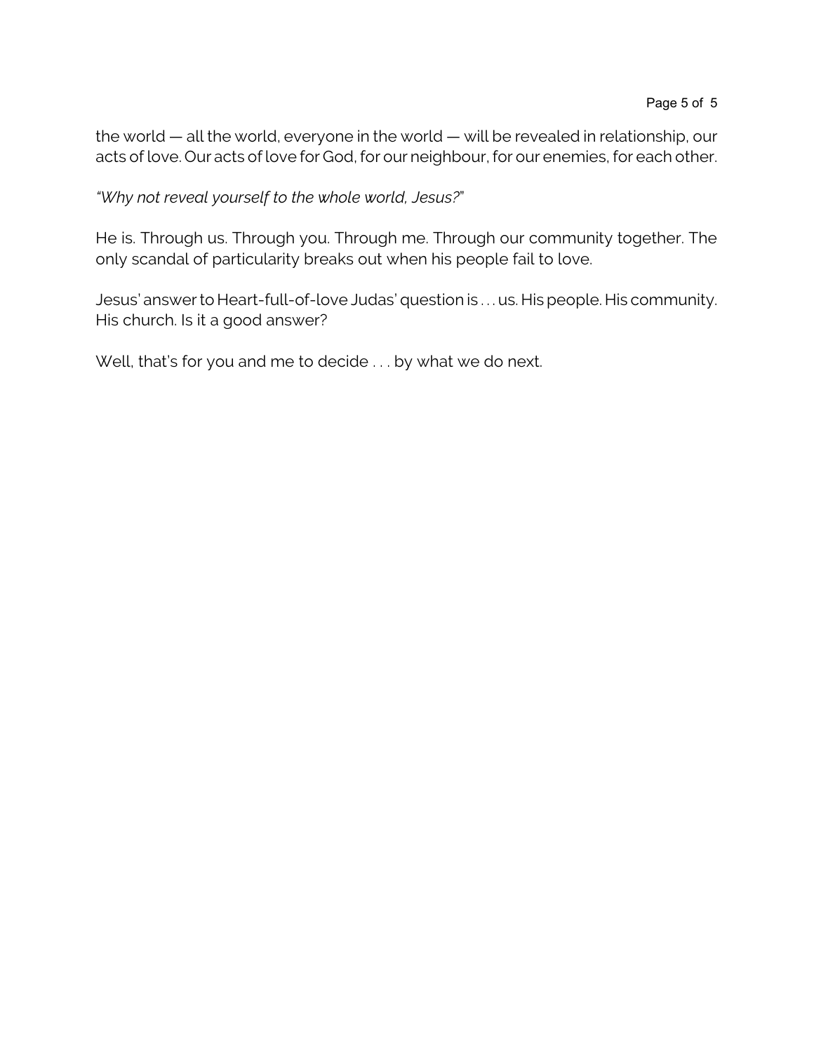the world — all the world, everyone in the world — will be revealed in relationship, our acts of love. Our acts of love for God, for our neighbour, for our enemies, for each other.

*"Why not reveal yourself to the whole world, Jesus?"*

He is. Through us. Through you. Through me. Through our community together. The only scandal of particularity breaks out when his people fail to love.

Jesus' answer to Heart-full-of-love Judas' question is . . . us. His people. His community. His church. Is it a good answer?

Well, that's for you and me to decide . . . by what we do next.